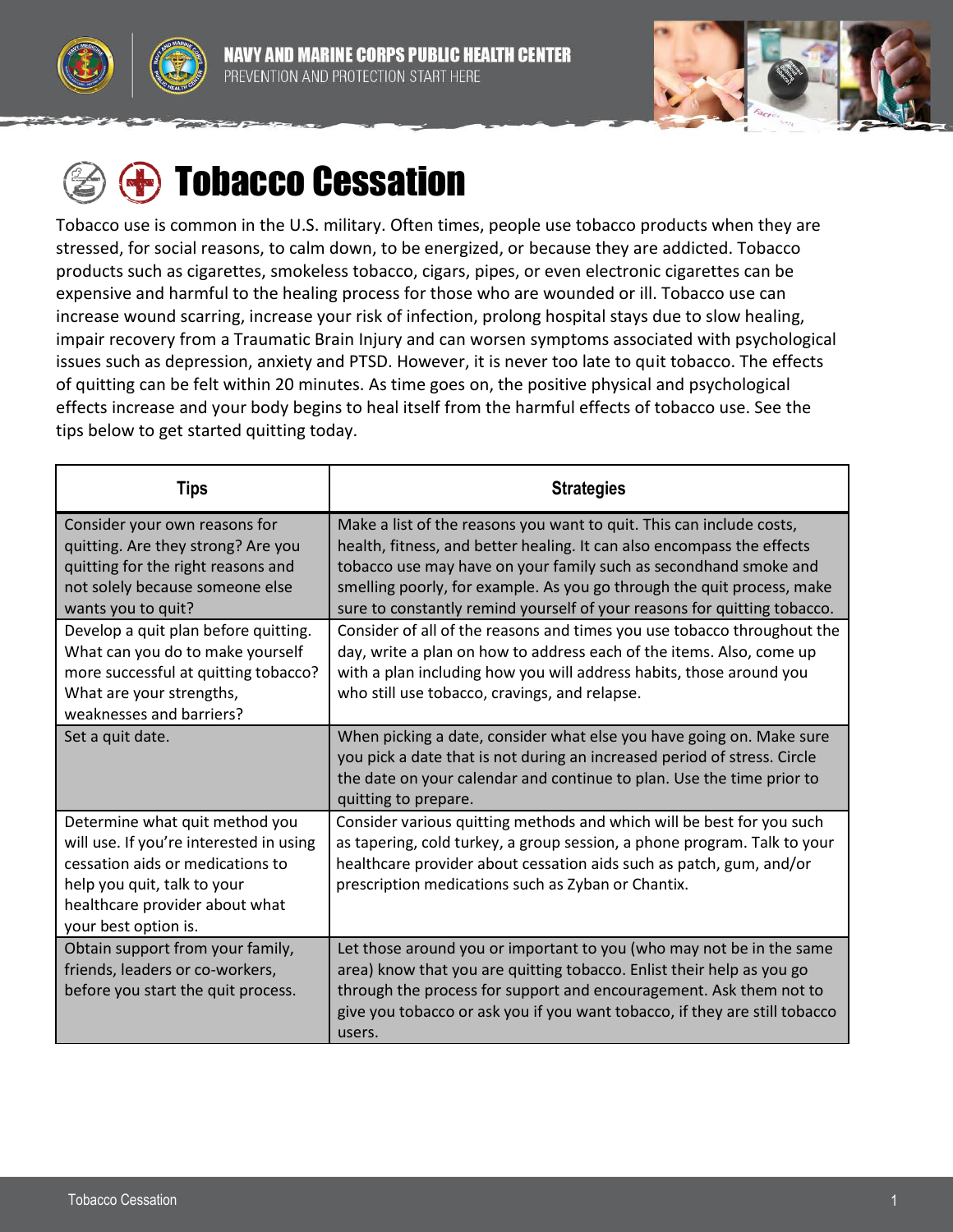NAVY AND MARINE CORPS PUBLIC HEALTH CENTER
PREVENTION AND PROTECTION START HERE

# Tobacco Cessation

Tobacco use is common in the U.S. military. Often times, people use tobacco products when they are stressed, for social reasons, to calm down, to be energized, or because they are addicted. Tobacco products such as cigarettes, smokeless tobacco, cigars, pipes, or even electronic cigarettes can be expensive and harmful to the healing process for those who are wounded or ill. Tobacco use can increase wound scarring, increase your risk of infection, prolong hospital stays due to slow healing, impair recovery from a Traumatic Brain Injury and can worsen symptoms associated with psychological issues such as depression, anxiety and PTSD. However, it is never too late to quit tobacco. The effects of quitting can be felt within 20 minutes. As time goes on, the positive physical and psychological effects increase and your body begins to heal itself from the harmful effects of tobacco use. See the tips below to get started quitting today.

| Tips | Strategies |
| --- | --- |
| Consider your own reasons for quitting. Are they strong? Are you quitting for the right reasons and not solely because someone else wants you to quit? | Make a list of the reasons you want to quit. This can include costs, health, fitness, and better healing. It can also encompass the effects tobacco use may have on your family such as secondhand smoke and smelling poorly, for example. As you go through the quit process, make sure to constantly remind yourself of your reasons for quitting tobacco. |
| Develop a quit plan before quitting. What can you do to make yourself more successful at quitting tobacco? What are your strengths, weaknesses and barriers? | Consider of all of the reasons and times you use tobacco throughout the day, write a plan on how to address each of the items. Also, come up with a plan including how you will address habits, those around you who still use tobacco, cravings, and relapse. |
| Set a quit date. | When picking a date, consider what else you have going on. Make sure you pick a date that is not during an increased period of stress. Circle the date on your calendar and continue to plan. Use the time prior to quitting to prepare. |
| Determine what quit method you will use. If you're interested in using cessation aids or medications to help you quit, talk to your healthcare provider about what your best option is. | Consider various quitting methods and which will be best for you such as tapering, cold turkey, a group session, a phone program. Talk to your healthcare provider about cessation aids such as patch, gum, and/or prescription medications such as Zyban or Chantix. |
| Obtain support from your family, friends, leaders or co-workers, before you start the quit process. | Let those around you or important to you (who may not be in the same area) know that you are quitting tobacco. Enlist their help as you go through the process for support and encouragement. Ask them not to give you tobacco or ask you if you want tobacco, if they are still tobacco users. |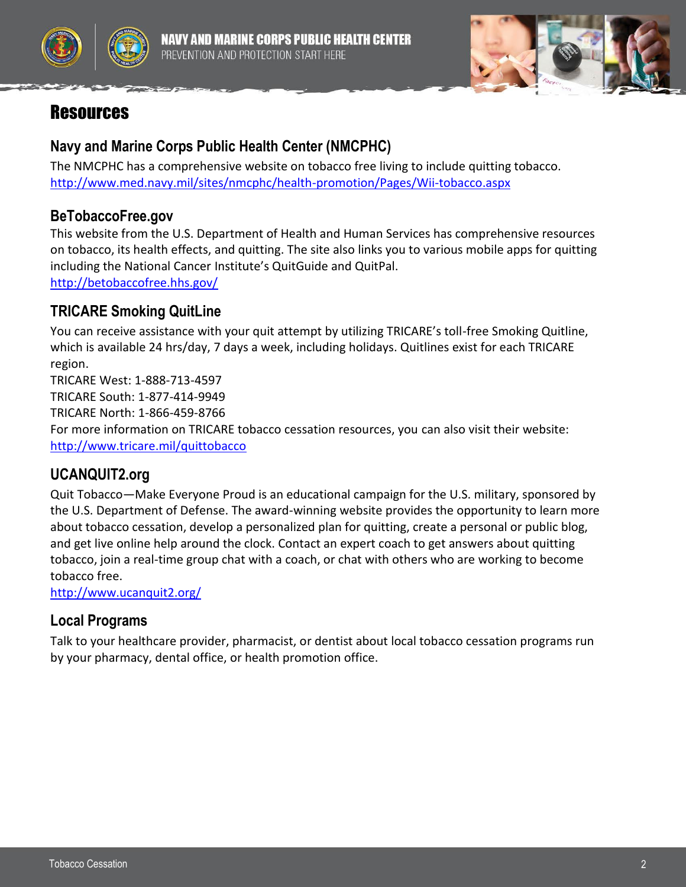# Resources

## Navy and Marine Corps Public Health Center (NMCPHC)

The NMCPHC has a comprehensive website on tobacco free living to include quitting tobacco.
http://www.med.navy.mil/sites/nmcphc/health-promotion/Pages/Wii-tobacco.aspx

## BeTobaccoFree.gov

This website from the U.S. Department of Health and Human Services has comprehensive resources on tobacco, its health effects, and quitting. The site also links you to various mobile apps for quitting including the National Cancer Institute's QuitGuide and QuitPal.
http://betobaccofree.hhs.gov/

## TRICARE Smoking QuitLine

You can receive assistance with your quit attempt by utilizing TRICARE's toll-free Smoking Quitline, which is available 24 hrs/day, 7 days a week, including holidays. Quitlines exist for each TRICARE region.

TRICARE West: 1-888-713-4597
TRICARE South: 1-877-414-9949
TRICARE North: 1-866-459-8766

For more information on TRICARE tobacco cessation resources, you can also visit their website:
http://www.tricare.mil/quittobacco

## UCANQUIT2.org

Quit Tobacco—Make Everyone Proud is an educational campaign for the U.S. military, sponsored by the U.S. Department of Defense. The award-winning website provides the opportunity to learn more about tobacco cessation, develop a personalized plan for quitting, create a personal or public blog, and get live online help around the clock. Contact an expert coach to get answers about quitting tobacco, join a real-time group chat with a coach, or chat with others who are working to become tobacco free.
http://www.ucanquit2.org/

## Local Programs

Talk to your healthcare provider, pharmacist, or dentist about local tobacco cessation programs run by your pharmacy, dental office, or health promotion office.